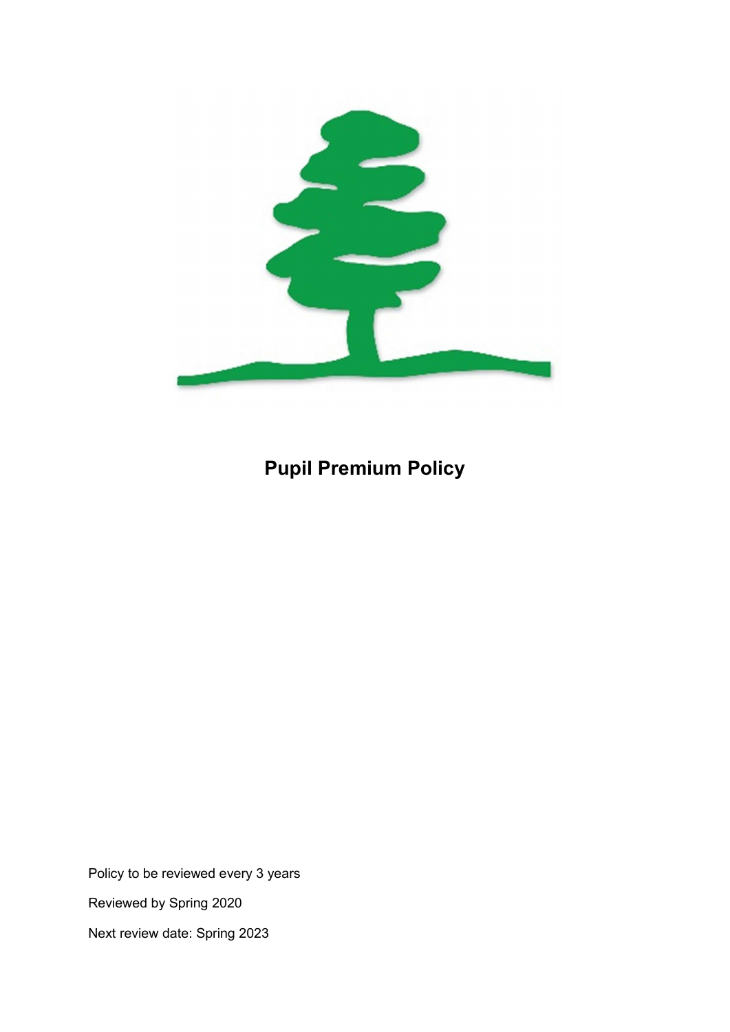# Pupil Premium Policy

Policy to be reviewed every 3 years

Reviewed by Spring 2020

Next review date: Spring 2023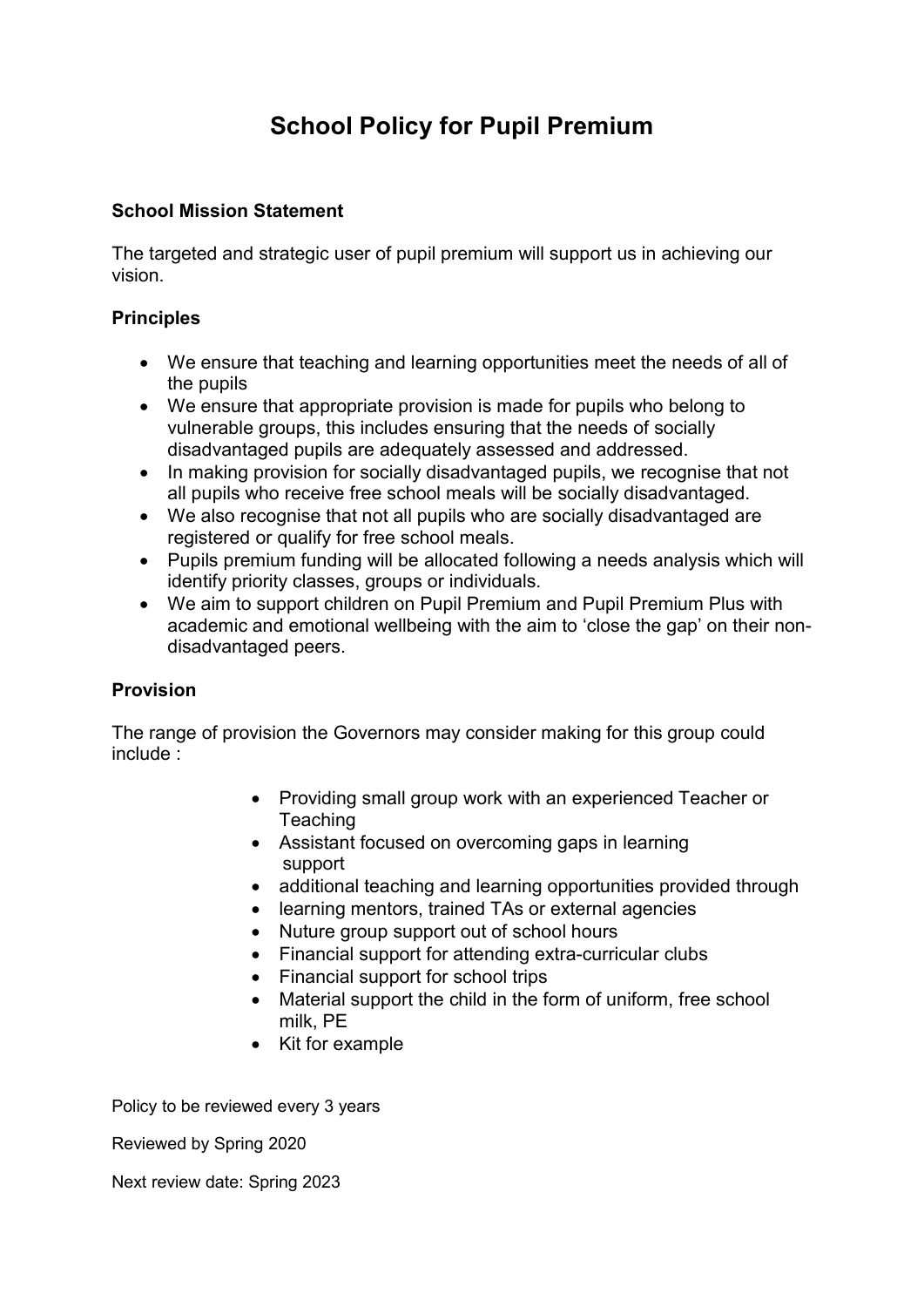# School Policy for Pupil Premium

**School Mission Statement**

The targeted and strategic user of pupil premium will support us in achieving our vision.

**Principles**

- We ensure that teaching and learning opportunities meet the needs of all of the pupils
- We ensure that appropriate provision is made for pupils who belong to vulnerable groups, this includes ensuring that the needs of socially disadvantaged pupils are adequately assessed and addressed.
- In making provision for socially disadvantaged pupils, we recognise that not all pupils who receive free school meals will be socially disadvantaged.
- We also recognise that not all pupils who are socially disadvantaged are registered or qualify for free school meals.
- Pupils premium funding will be allocated following a needs analysis which will identify priority classes, groups or individuals.
- We aim to support children on Pupil Premium and Pupil Premium Plus with academic and emotional wellbeing with the aim to 'close the gap' on their non-disadvantaged peers.

**Provision**

The range of provision the Governors may consider making for this group could include :

- Providing small group work with an experienced Teacher or Teaching
- Assistant focused on overcoming gaps in learning support
- additional teaching and learning opportunities provided through
- learning mentors, trained TAs or external agencies
- Nuture group support out of school hours
- Financial support for attending extra-curricular clubs
- Financial support for school trips
- Material support the child in the form of uniform, free school milk, PE
- Kit for example

Policy to be reviewed every 3 years

Reviewed by Spring 2020

Next review date: Spring 2023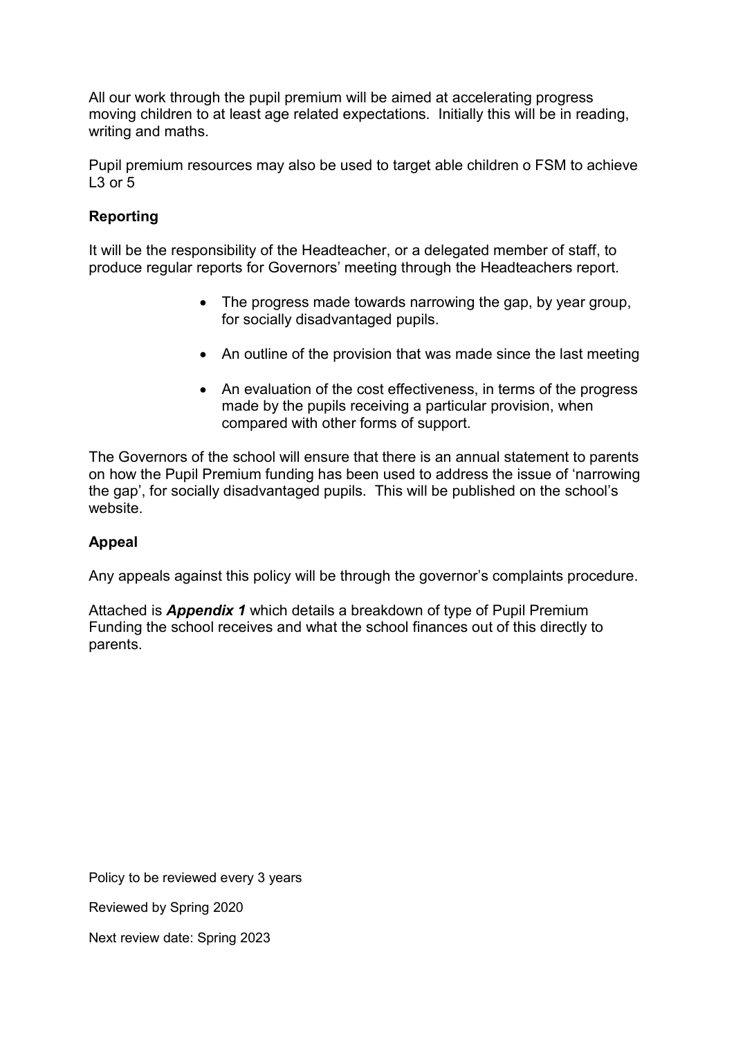All our work through the pupil premium will be aimed at accelerating progress moving children to at least age related expectations. Initially this will be in reading, writing and maths.

Pupil premium resources may also be used to target able children o FSM to achieve L3 or 5

**Reporting**

It will be the responsibility of the Headteacher, or a delegated member of staff, to produce regular reports for Governors' meeting through the Headteachers report.

- The progress made towards narrowing the gap, by year group, for socially disadvantaged pupils.
- An outline of the provision that was made since the last meeting
- An evaluation of the cost effectiveness, in terms of the progress made by the pupils receiving a particular provision, when compared with other forms of support.

The Governors of the school will ensure that there is an annual statement to parents on how the Pupil Premium funding has been used to address the issue of 'narrowing the gap', for socially disadvantaged pupils. This will be published on the school's website.

**Appeal**

Any appeals against this policy will be through the governor's complaints procedure.

Attached is ***Appendix 1*** which details a breakdown of type of Pupil Premium Funding the school receives and what the school finances out of this directly to parents.

Policy to be reviewed every 3 years

Reviewed by Spring 2020

Next review date: Spring 2023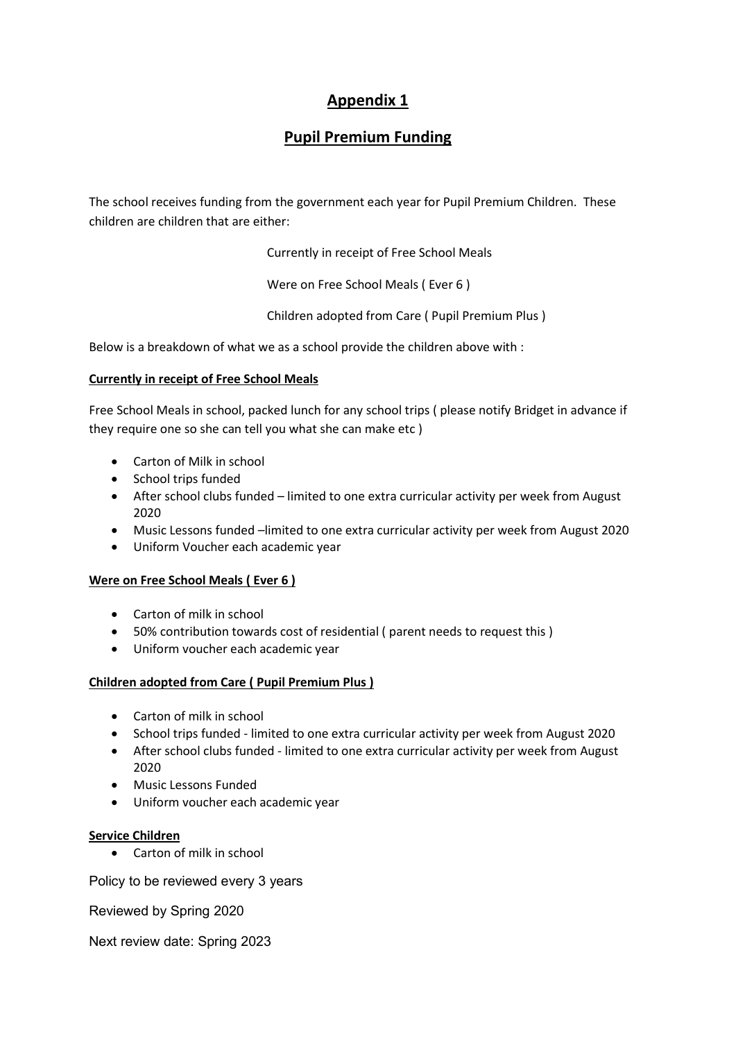# Appendix 1

## Pupil Premium Funding

The school receives funding from the government each year for Pupil Premium Children. These children are children that are either:

Currently in receipt of Free School Meals

Were on Free School Meals ( Ever 6 )

Children adopted from Care ( Pupil Premium Plus )

Below is a breakdown of what we as a school provide the children above with :

**Currently in receipt of Free School Meals**

Free School Meals in school, packed lunch for any school trips ( please notify Bridget in advance if they require one so she can tell you what she can make etc )

- Carton of Milk in school
- School trips funded
- After school clubs funded – limited to one extra curricular activity per week from August 2020
- Music Lessons funded –limited to one extra curricular activity per week from August 2020
- Uniform Voucher each academic year

**Were on Free School Meals ( Ever 6 )**

- Carton of milk in school
- 50% contribution towards cost of residential ( parent needs to request this )
- Uniform voucher each academic year

**Children adopted from Care ( Pupil Premium Plus )**

- Carton of milk in school
- School trips funded - limited to one extra curricular activity per week from August 2020
- After school clubs funded - limited to one extra curricular activity per week from August 2020
- Music Lessons Funded
- Uniform voucher each academic year

**Service Children**

- Carton of milk in school

Policy to be reviewed every 3 years

Reviewed by Spring 2020

Next review date: Spring 2023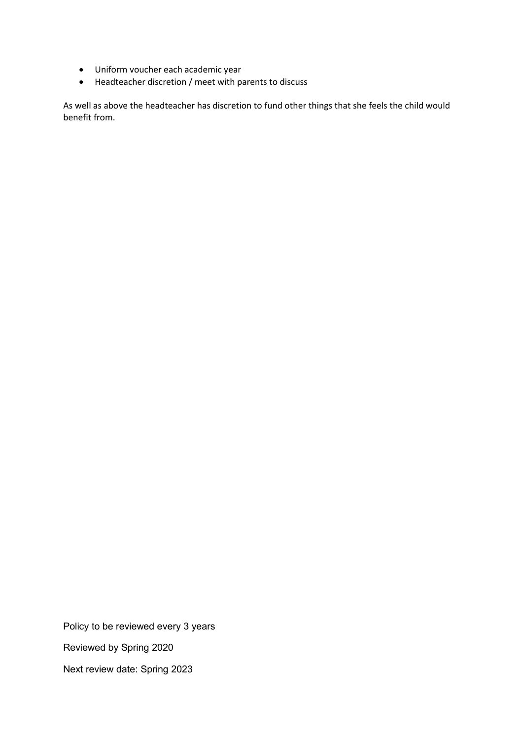- Uniform voucher each academic year
- Headteacher discretion / meet with parents to discuss

As well as above the headteacher has discretion to fund other things that she feels the child would benefit from.

Policy to be reviewed every 3 years

Reviewed by Spring 2020

Next review date: Spring 2023